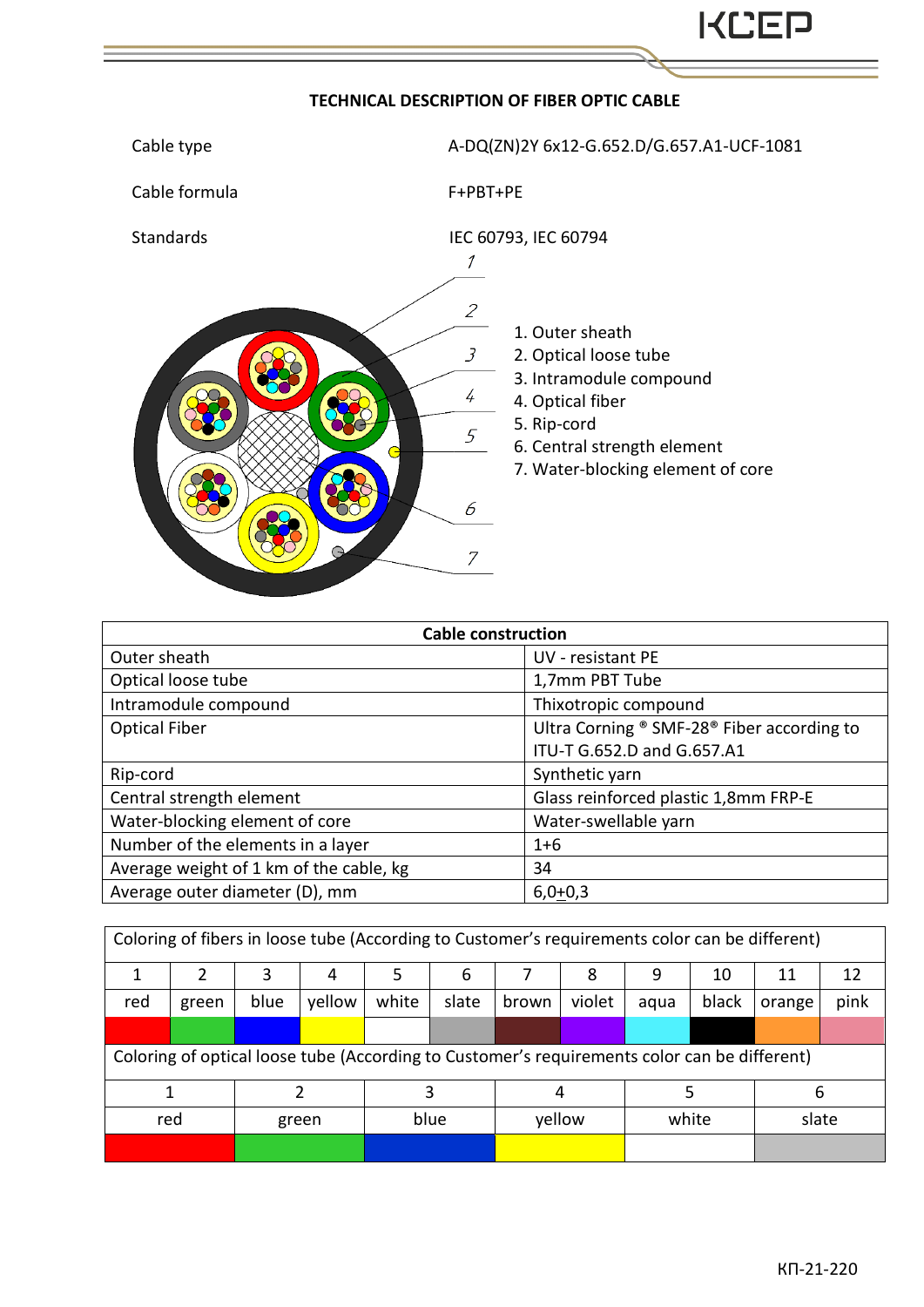## TECHNICAL DESCRIPTION OF FIBER OPTIC CABLE

Cable type A-DQ(ZN)2Y 6x12-G.652.D/G.657.A1-UCF-1081

Cable formula F+PBT+PE

Standards IEC 60793, IEC 60794

1. Outer sheath
2. Optical loose tube
3. Intramodule compound
4. Optical fiber
5. Rip-cord
6. Central strength element
7. Water-blocking element of core

| Cable construction | |
|---|---|
| Outer sheath | UV - resistant PE |
| Optical loose tube | 1,7mm PBT Tube |
| Intramodule compound | Thixotropic compound |
| Optical Fiber | Ultra Corning ® SMF-28® Fiber according to ITU-T G.652.D and G.657.A1 |
| Rip-cord | Synthetic yarn |
| Central strength element | Glass reinforced plastic 1,8mm FRP-E |
| Water-blocking element of core | Water-swellable yarn |
| Number of the elements in a layer | 1+6 |
| Average weight of 1 km of the cable, kg | 34 |
| Average outer diameter (D), mm | 6,0±0,3 |

Coloring of fibers in loose tube (According to Customer's requirements color can be different)

| 1 | 2 | 3 | 4 | 5 | 6 | 7 | 8 | 9 | 10 | 11 | 12 |
|---|---|---|---|---|---|---|---|---|---|---|---|
| red | green | blue | yellow | white | slate | brown | violet | aqua | black | orange | pink |

Coloring of optical loose tube (According to Customer's requirements color can be different)

| 1 | 2 | 3 | 4 | 5 | 6 |
|---|---|---|---|---|---|
| red | green | blue | yellow | white | slate |

КП-21-220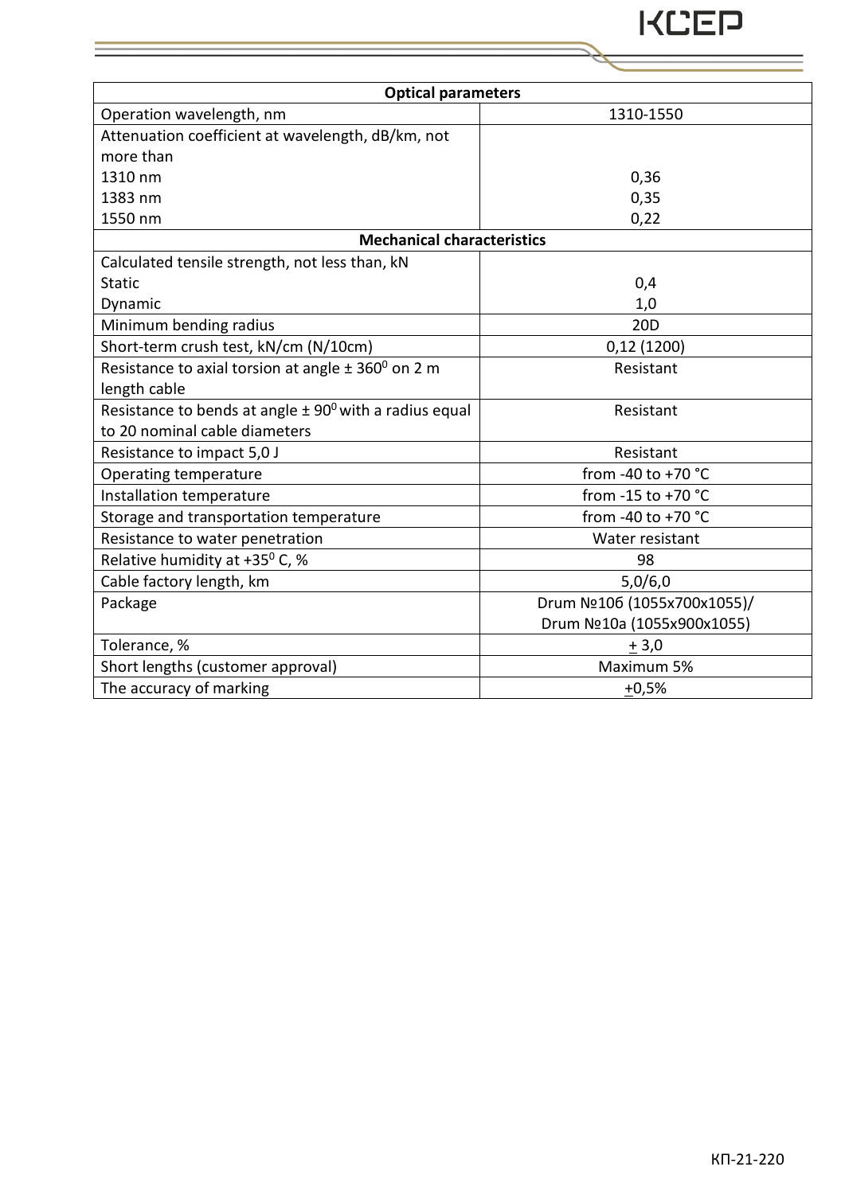| | |
|---|---|
| **Optical parameters** | |
| Operation wavelength, nm | 1310-1550 |
| Attenuation coefficient at wavelength, dB/km, not more than<br>1310 nm<br>1383 nm<br>1550 nm | <br><br>0,36<br>0,35<br>0,22 |
| **Mechanical characteristics** | |
| Calculated tensile strength, not less than, kN<br>Static<br>Dynamic | <br>0,4<br>1,0 |
| Minimum bending radius | 20D |
| Short-term crush test, kN/cm (N/10cm) | 0,12 (1200) |
| Resistance to axial torsion at angle ± $360^0$ on 2 m length cable | Resistant |
| Resistance to bends at angle ± $90^0$ with a radius equal to 20 nominal cable diameters | Resistant |
| Resistance to impact 5,0 J | Resistant |
| Operating temperature | from -40 to +70 °C |
| Installation temperature | from -15 to +70 °C |
| Storage and transportation temperature | from -40 to +70 °C |
| Resistance to water penetration | Water resistant |
| Relative humidity at $+35^0$ C, % | 98 |
| Cable factory length, km | 5,0/6,0 |
| Package | Drum №10б (1055x700x1055)/<br>Drum №10a (1055x900x1055) |
| Tolerance, % | ± 3,0 |
| Short lengths (customer approval) | Maximum 5% |
| The accuracy of marking | ±0,5% |